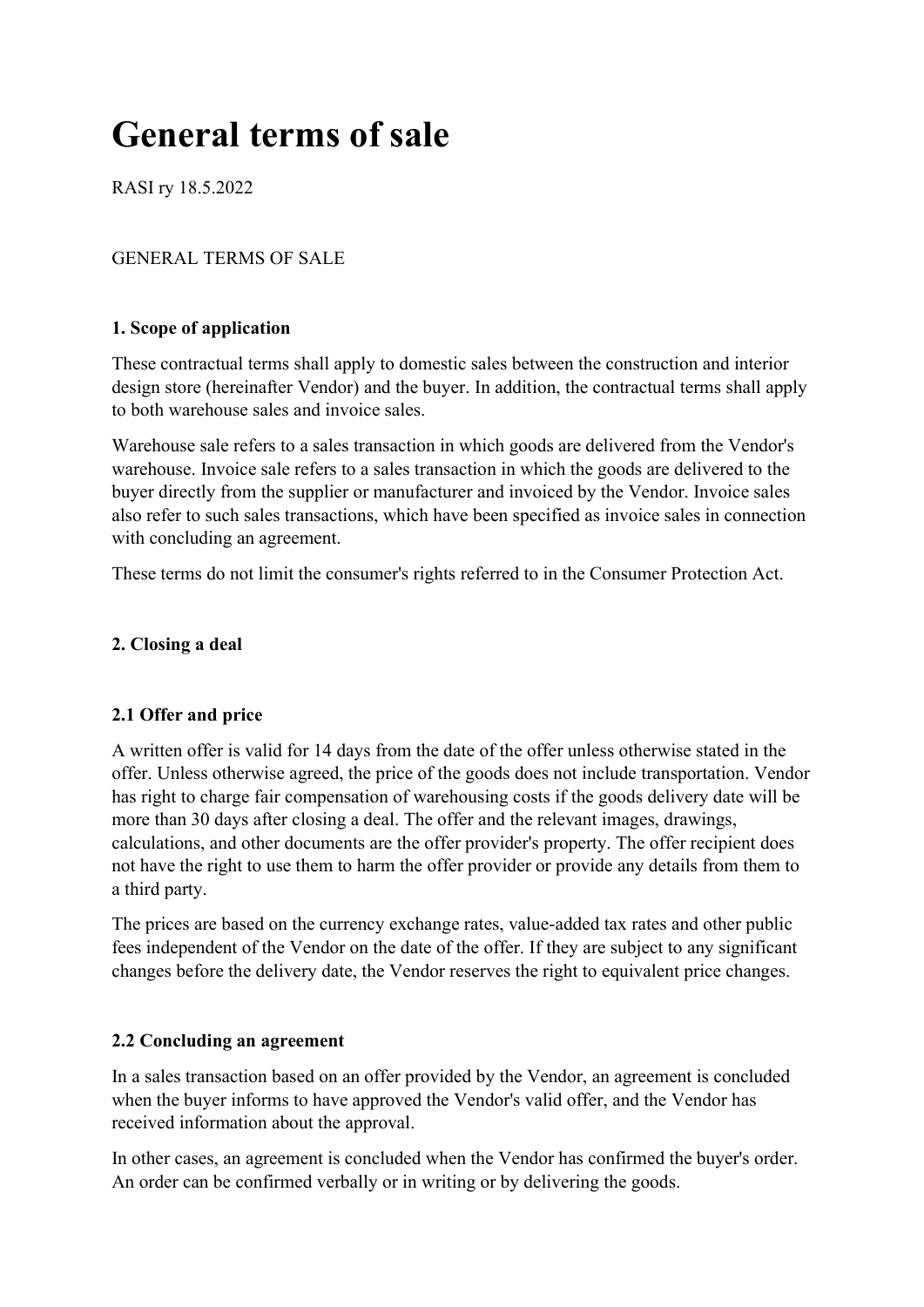# General terms of sale

RASI ry 18.5.2022

GENERAL TERMS OF SALE

### 1. Scope of application

These contractual terms shall apply to domestic sales between the construction and interior design store (hereinafter Vendor) and the buyer. In addition, the contractual terms shall apply to both warehouse sales and invoice sales.

Warehouse sale refers to a sales transaction in which goods are delivered from the Vendor's warehouse. Invoice sale refers to a sales transaction in which the goods are delivered to the buyer directly from the supplier or manufacturer and invoiced by the Vendor. Invoice sales also refer to such sales transactions, which have been specified as invoice sales in connection with concluding an agreement.

These terms do not limit the consumer's rights referred to in the Consumer Protection Act.

### 2. Closing a deal

#### 2.1 Offer and price

A written offer is valid for 14 days from the date of the offer unless otherwise stated in the offer. Unless otherwise agreed, the price of the goods does not include transportation. Vendor has right to charge fair compensation of warehousing costs if the goods delivery date will be more than 30 days after closing a deal. The offer and the relevant images, drawings, calculations, and other documents are the offer provider's property. The offer recipient does not have the right to use them to harm the offer provider or provide any details from them to a third party.

The prices are based on the currency exchange rates, value-added tax rates and other public fees independent of the Vendor on the date of the offer. If they are subject to any significant changes before the delivery date, the Vendor reserves the right to equivalent price changes.

#### 2.2 Concluding an agreement

In a sales transaction based on an offer provided by the Vendor, an agreement is concluded when the buyer informs to have approved the Vendor's valid offer, and the Vendor has received information about the approval.

In other cases, an agreement is concluded when the Vendor has confirmed the buyer's order. An order can be confirmed verbally or in writing or by delivering the goods.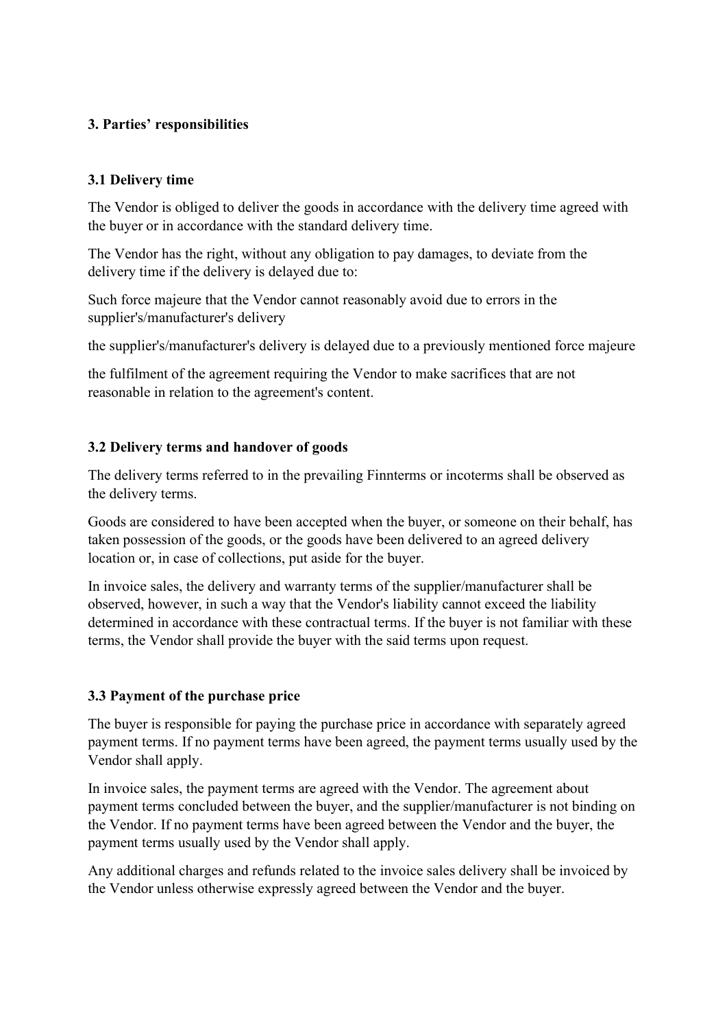### 3. Parties' responsibilities

#### 3.1 Delivery time

The Vendor is obliged to deliver the goods in accordance with the delivery time agreed with the buyer or in accordance with the standard delivery time.

The Vendor has the right, without any obligation to pay damages, to deviate from the delivery time if the delivery is delayed due to:

Such force majeure that the Vendor cannot reasonably avoid due to errors in the supplier's/manufacturer's delivery

the supplier's/manufacturer's delivery is delayed due to a previously mentioned force majeure

the fulfilment of the agreement requiring the Vendor to make sacrifices that are not reasonable in relation to the agreement's content.

#### 3.2 Delivery terms and handover of goods

The delivery terms referred to in the prevailing Finnterms or incoterms shall be observed as the delivery terms.

Goods are considered to have been accepted when the buyer, or someone on their behalf, has taken possession of the goods, or the goods have been delivered to an agreed delivery location or, in case of collections, put aside for the buyer.

In invoice sales, the delivery and warranty terms of the supplier/manufacturer shall be observed, however, in such a way that the Vendor's liability cannot exceed the liability determined in accordance with these contractual terms. If the buyer is not familiar with these terms, the Vendor shall provide the buyer with the said terms upon request.

#### 3.3 Payment of the purchase price

The buyer is responsible for paying the purchase price in accordance with separately agreed payment terms. If no payment terms have been agreed, the payment terms usually used by the Vendor shall apply.

In invoice sales, the payment terms are agreed with the Vendor. The agreement about payment terms concluded between the buyer, and the supplier/manufacturer is not binding on the Vendor. If no payment terms have been agreed between the Vendor and the buyer, the payment terms usually used by the Vendor shall apply.

Any additional charges and refunds related to the invoice sales delivery shall be invoiced by the Vendor unless otherwise expressly agreed between the Vendor and the buyer.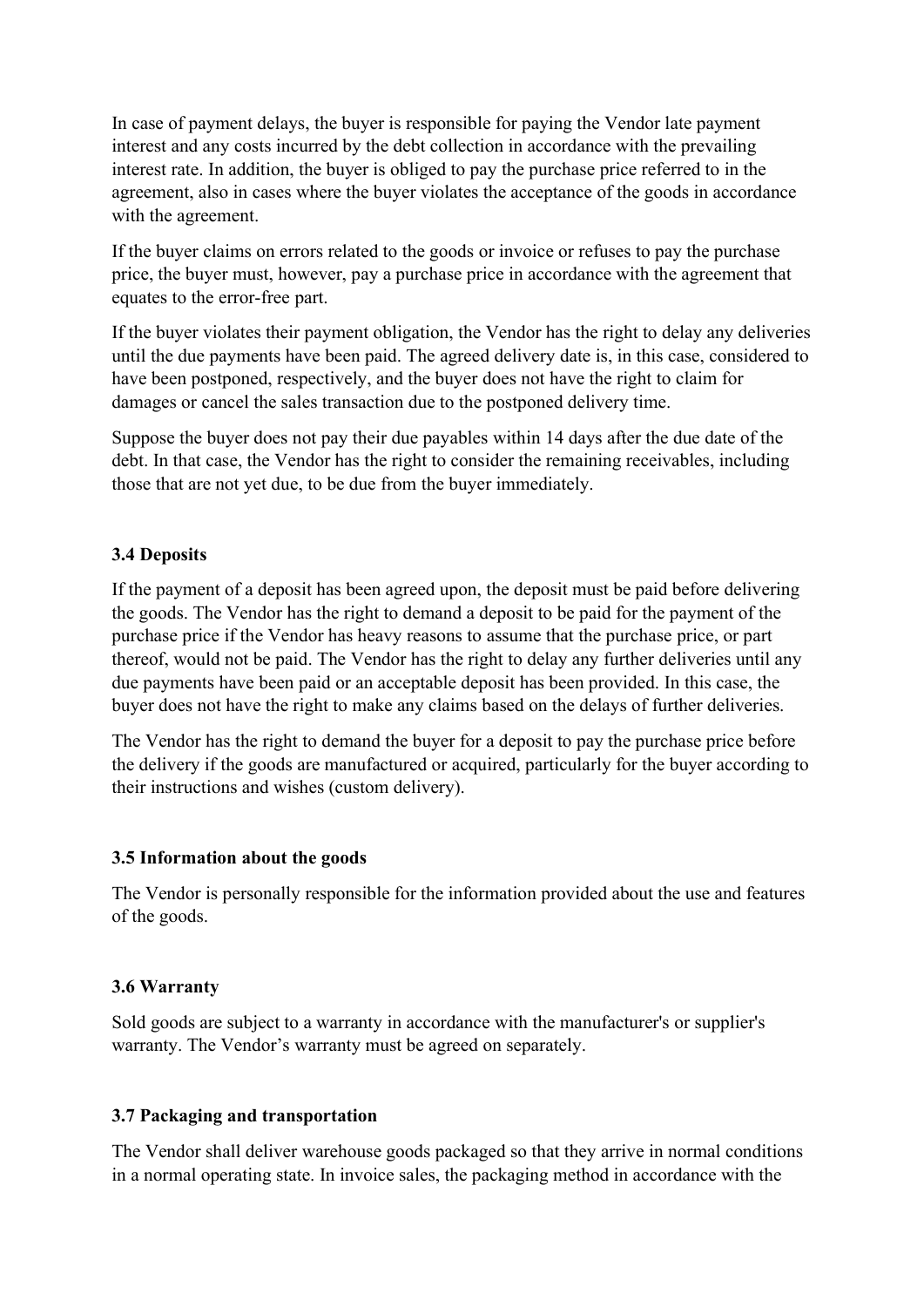In case of payment delays, the buyer is responsible for paying the Vendor late payment interest and any costs incurred by the debt collection in accordance with the prevailing interest rate. In addition, the buyer is obliged to pay the purchase price referred to in the agreement, also in cases where the buyer violates the acceptance of the goods in accordance with the agreement.

If the buyer claims on errors related to the goods or invoice or refuses to pay the purchase price, the buyer must, however, pay a purchase price in accordance with the agreement that equates to the error-free part.

If the buyer violates their payment obligation, the Vendor has the right to delay any deliveries until the due payments have been paid. The agreed delivery date is, in this case, considered to have been postponed, respectively, and the buyer does not have the right to claim for damages or cancel the sales transaction due to the postponed delivery time.

Suppose the buyer does not pay their due payables within 14 days after the due date of the debt. In that case, the Vendor has the right to consider the remaining receivables, including those that are not yet due, to be due from the buyer immediately.

### 3.4 Deposits

If the payment of a deposit has been agreed upon, the deposit must be paid before delivering the goods. The Vendor has the right to demand a deposit to be paid for the payment of the purchase price if the Vendor has heavy reasons to assume that the purchase price, or part thereof, would not be paid. The Vendor has the right to delay any further deliveries until any due payments have been paid or an acceptable deposit has been provided. In this case, the buyer does not have the right to make any claims based on the delays of further deliveries.

The Vendor has the right to demand the buyer for a deposit to pay the purchase price before the delivery if the goods are manufactured or acquired, particularly for the buyer according to their instructions and wishes (custom delivery).

### 3.5 Information about the goods

The Vendor is personally responsible for the information provided about the use and features of the goods.

### 3.6 Warranty

Sold goods are subject to a warranty in accordance with the manufacturer's or supplier's warranty. The Vendor's warranty must be agreed on separately.

### 3.7 Packaging and transportation

The Vendor shall deliver warehouse goods packaged so that they arrive in normal conditions in a normal operating state. In invoice sales, the packaging method in accordance with the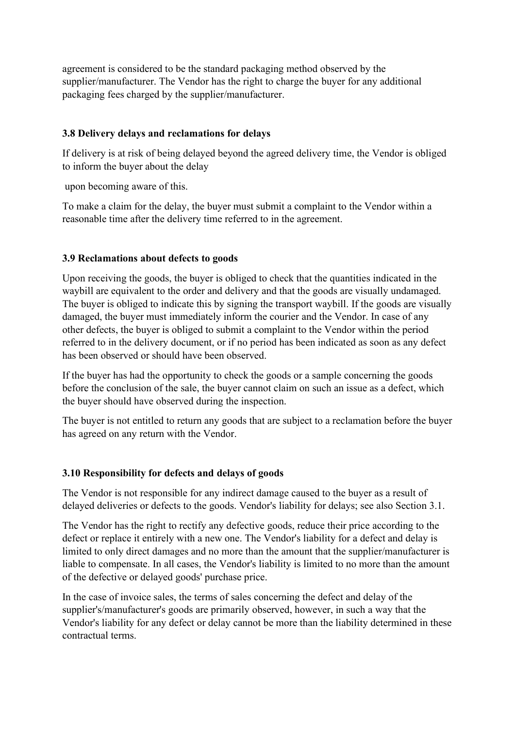agreement is considered to be the standard packaging method observed by the supplier/manufacturer. The Vendor has the right to charge the buyer for any additional packaging fees charged by the supplier/manufacturer.

### 3.8 Delivery delays and reclamations for delays

If delivery is at risk of being delayed beyond the agreed delivery time, the Vendor is obliged to inform the buyer about the delay

upon becoming aware of this.

To make a claim for the delay, the buyer must submit a complaint to the Vendor within a reasonable time after the delivery time referred to in the agreement.

### 3.9 Reclamations about defects to goods

Upon receiving the goods, the buyer is obliged to check that the quantities indicated in the waybill are equivalent to the order and delivery and that the goods are visually undamaged. The buyer is obliged to indicate this by signing the transport waybill. If the goods are visually damaged, the buyer must immediately inform the courier and the Vendor. In case of any other defects, the buyer is obliged to submit a complaint to the Vendor within the period referred to in the delivery document, or if no period has been indicated as soon as any defect has been observed or should have been observed.

If the buyer has had the opportunity to check the goods or a sample concerning the goods before the conclusion of the sale, the buyer cannot claim on such an issue as a defect, which the buyer should have observed during the inspection.

The buyer is not entitled to return any goods that are subject to a reclamation before the buyer has agreed on any return with the Vendor.

### 3.10 Responsibility for defects and delays of goods

The Vendor is not responsible for any indirect damage caused to the buyer as a result of delayed deliveries or defects to the goods. Vendor's liability for delays; see also Section 3.1.

The Vendor has the right to rectify any defective goods, reduce their price according to the defect or replace it entirely with a new one. The Vendor's liability for a defect and delay is limited to only direct damages and no more than the amount that the supplier/manufacturer is liable to compensate. In all cases, the Vendor's liability is limited to no more than the amount of the defective or delayed goods' purchase price.

In the case of invoice sales, the terms of sales concerning the defect and delay of the supplier's/manufacturer's goods are primarily observed, however, in such a way that the Vendor's liability for any defect or delay cannot be more than the liability determined in these contractual terms.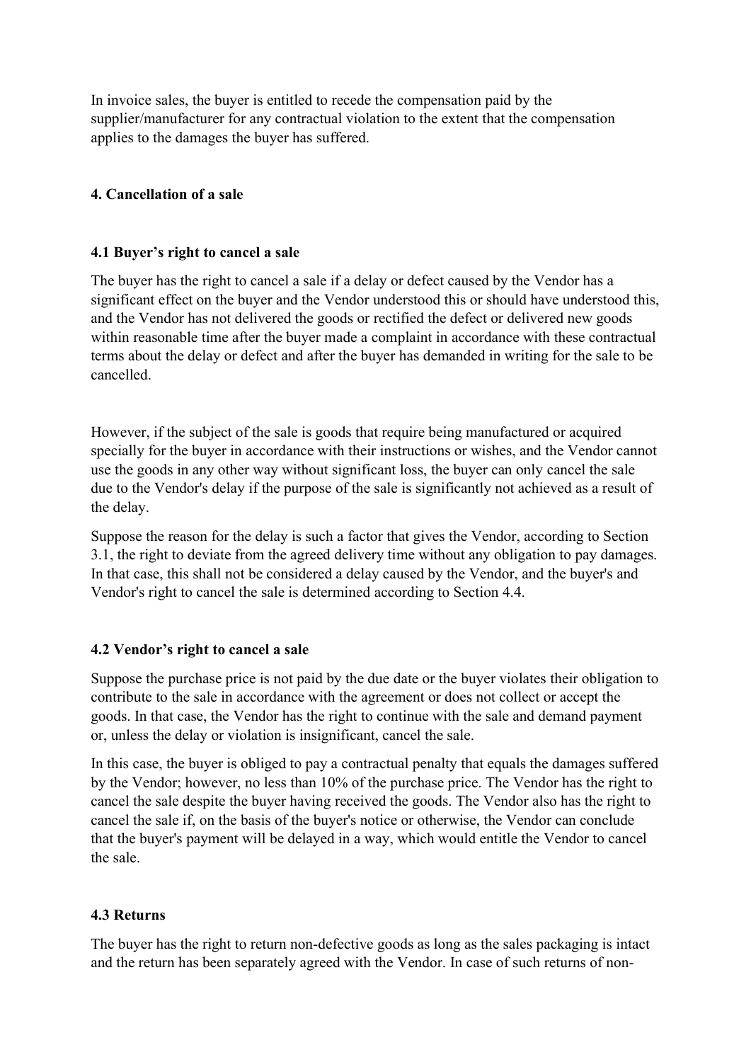In invoice sales, the buyer is entitled to recede the compensation paid by the supplier/manufacturer for any contractual violation to the extent that the compensation applies to the damages the buyer has suffered.

## 4. Cancellation of a sale

### 4.1 Buyer's right to cancel a sale

The buyer has the right to cancel a sale if a delay or defect caused by the Vendor has a significant effect on the buyer and the Vendor understood this or should have understood this, and the Vendor has not delivered the goods or rectified the defect or delivered new goods within reasonable time after the buyer made a complaint in accordance with these contractual terms about the delay or defect and after the buyer has demanded in writing for the sale to be cancelled.

However, if the subject of the sale is goods that require being manufactured or acquired specially for the buyer in accordance with their instructions or wishes, and the Vendor cannot use the goods in any other way without significant loss, the buyer can only cancel the sale due to the Vendor's delay if the purpose of the sale is significantly not achieved as a result of the delay.

Suppose the reason for the delay is such a factor that gives the Vendor, according to Section 3.1, the right to deviate from the agreed delivery time without any obligation to pay damages. In that case, this shall not be considered a delay caused by the Vendor, and the buyer's and Vendor's right to cancel the sale is determined according to Section 4.4.

### 4.2 Vendor's right to cancel a sale

Suppose the purchase price is not paid by the due date or the buyer violates their obligation to contribute to the sale in accordance with the agreement or does not collect or accept the goods. In that case, the Vendor has the right to continue with the sale and demand payment or, unless the delay or violation is insignificant, cancel the sale.

In this case, the buyer is obliged to pay a contractual penalty that equals the damages suffered by the Vendor; however, no less than 10% of the purchase price. The Vendor has the right to cancel the sale despite the buyer having received the goods. The Vendor also has the right to cancel the sale if, on the basis of the buyer's notice or otherwise, the Vendor can conclude that the buyer's payment will be delayed in a way, which would entitle the Vendor to cancel the sale.

### 4.3 Returns

The buyer has the right to return non-defective goods as long as the sales packaging is intact and the return has been separately agreed with the Vendor. In case of such returns of non-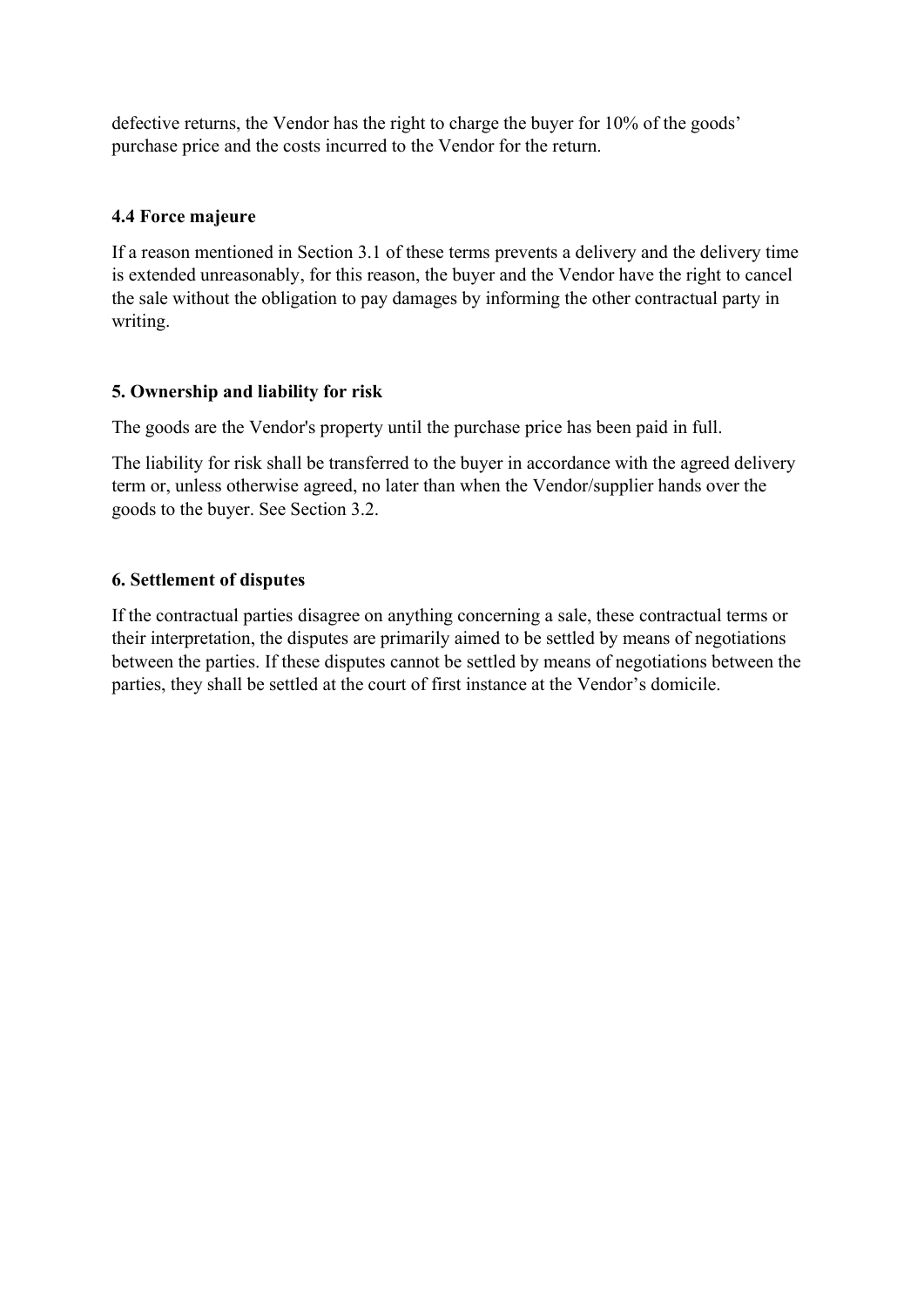defective returns, the Vendor has the right to charge the buyer for 10% of the goods' purchase price and the costs incurred to the Vendor for the return.

### 4.4 Force majeure

If a reason mentioned in Section 3.1 of these terms prevents a delivery and the delivery time is extended unreasonably, for this reason, the buyer and the Vendor have the right to cancel the sale without the obligation to pay damages by informing the other contractual party in writing.

## 5. Ownership and liability for risk

The goods are the Vendor's property until the purchase price has been paid in full.

The liability for risk shall be transferred to the buyer in accordance with the agreed delivery term or, unless otherwise agreed, no later than when the Vendor/supplier hands over the goods to the buyer. See Section 3.2.

## 6. Settlement of disputes

If the contractual parties disagree on anything concerning a sale, these contractual terms or their interpretation, the disputes are primarily aimed to be settled by means of negotiations between the parties. If these disputes cannot be settled by means of negotiations between the parties, they shall be settled at the court of first instance at the Vendor's domicile.